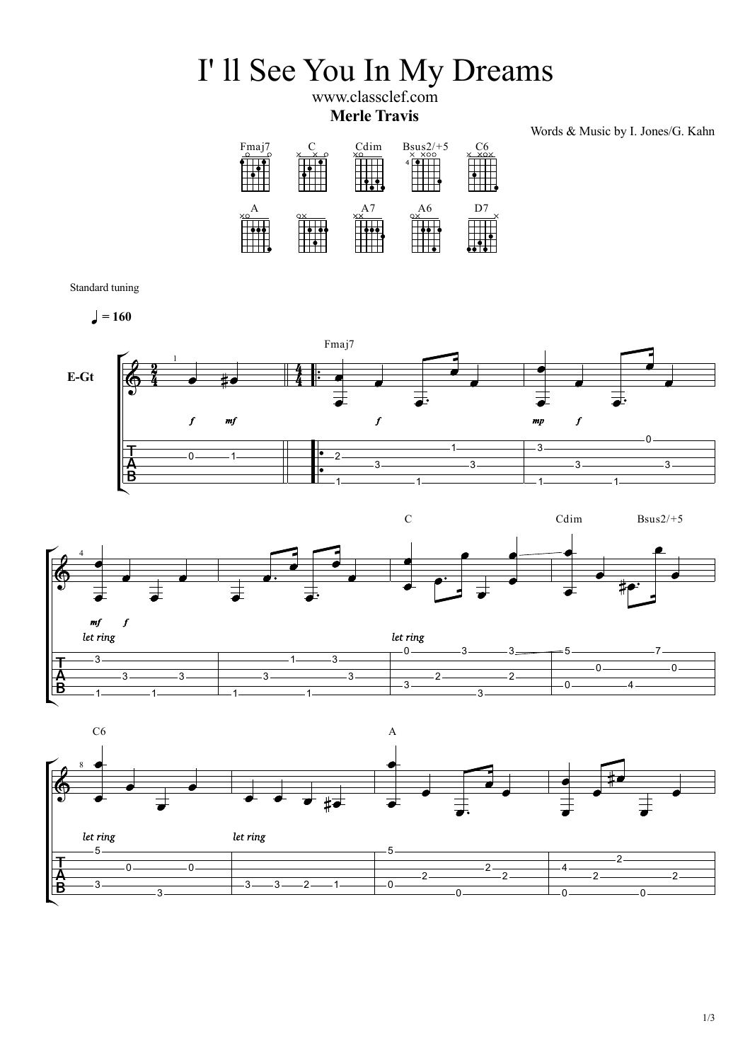# I' ll See You In My Dreams

www.classclef.com

**Merle Travis**

Words & Music by I. Jones/G. Kahn

Standard tuning

♩ = 160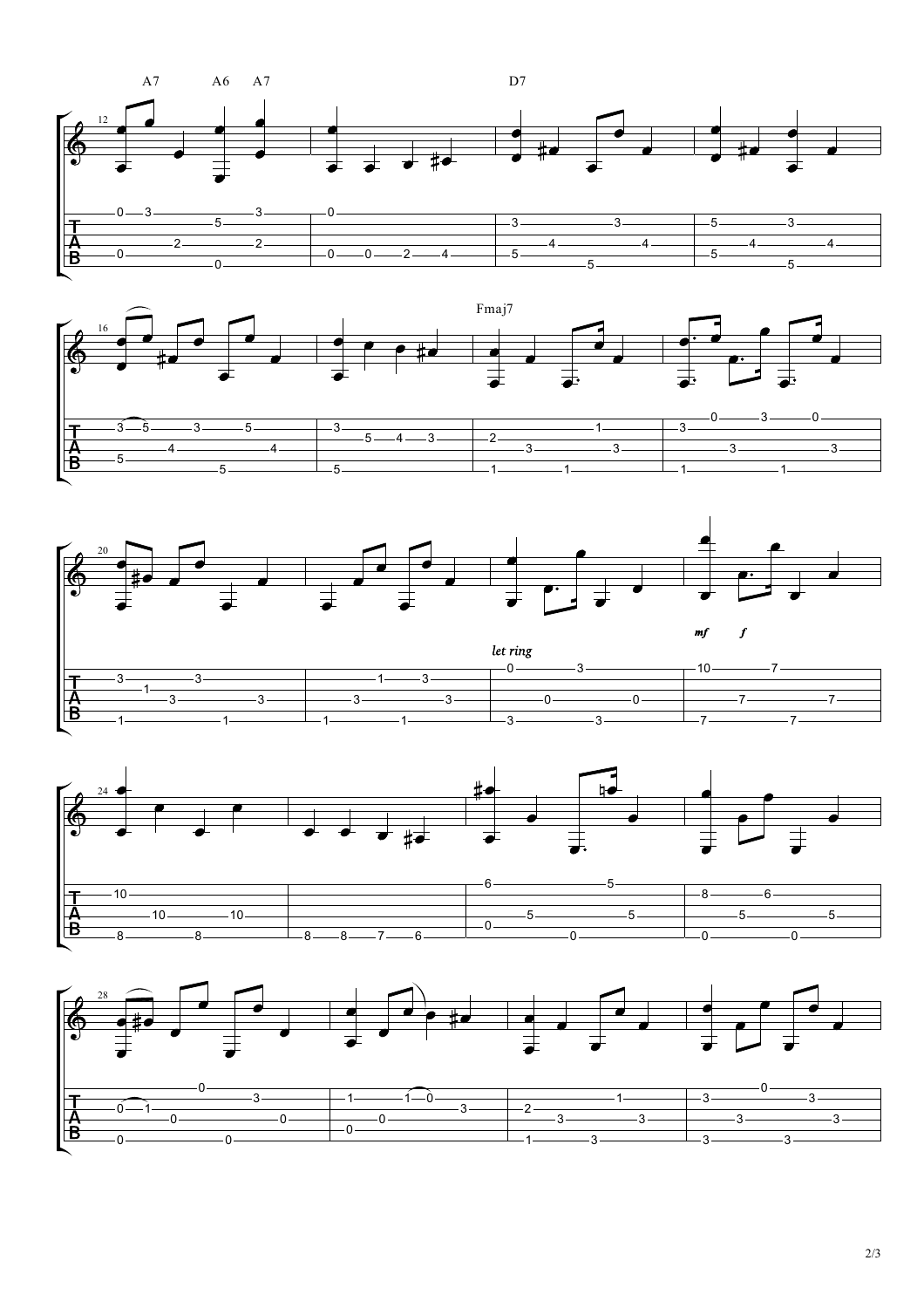A7 A6 A7 D7

Fmaj7

*let ring*

*mf* *f*